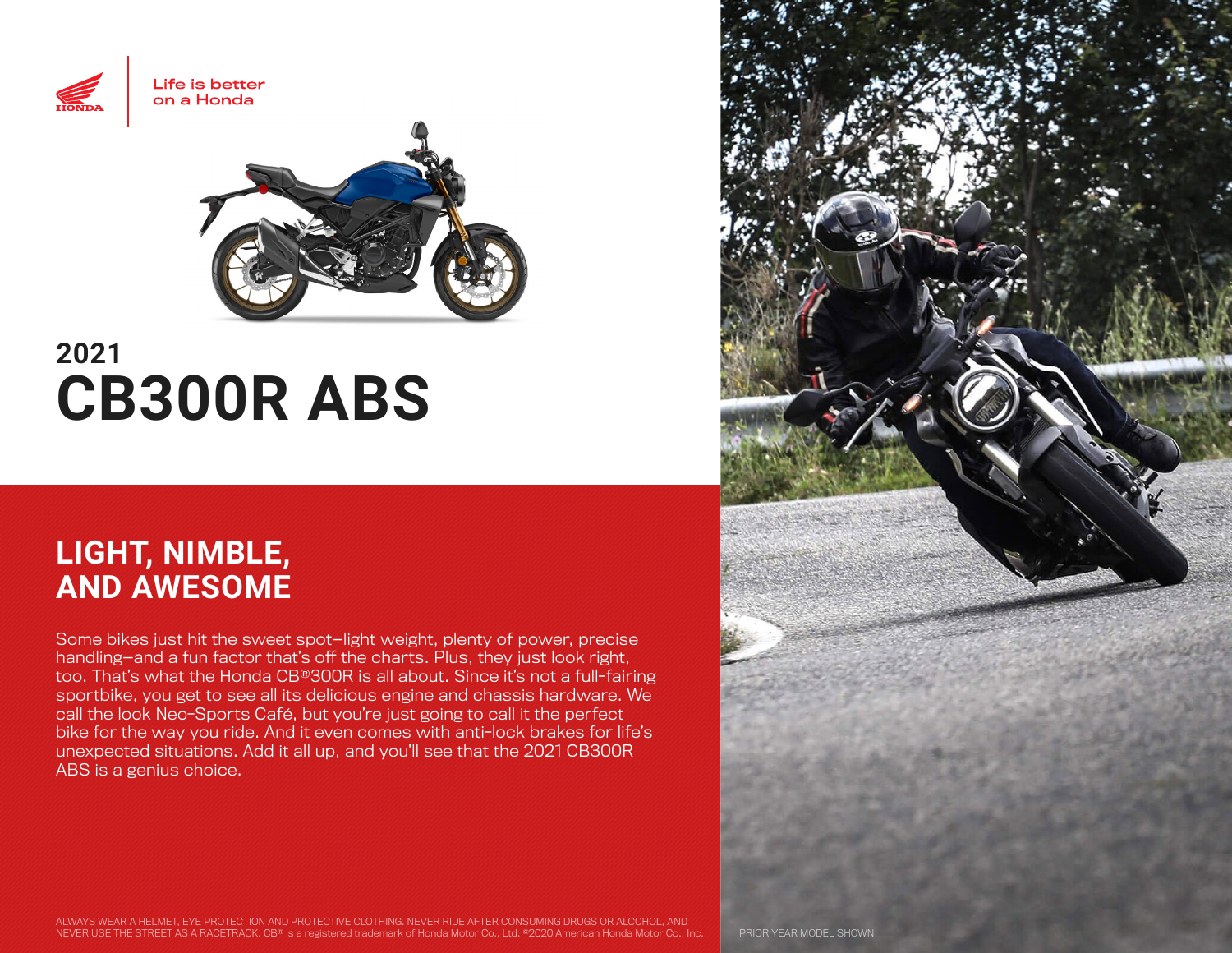Life is better on a Honda

# 2021 CB300R ABS

## LIGHT, NIMBLE, AND AWESOME

Some bikes just hit the sweet spot—light weight, plenty of power, precise handling—and a fun factor that's off the charts. Plus, they just look right, too. That's what the Honda CB®300R is all about. Since it's not a full-fairing sportbike, you get to see all its delicious engine and chassis hardware. We call the look Neo-Sports Café, but you're just going to call it the perfect bike for the way you ride. And it even comes with anti-lock brakes for life's unexpected situations. Add it all up, and you'll see that the 2021 CB300R ABS is a genius choice.

ALWAYS WEAR A HELMET, EYE PROTECTION AND PROTECTIVE CLOTHING. NEVER RIDE AFTER CONSUMING DRUGS OR ALCOHOL, AND NEVER USE THE STREET AS A RACETRACK. CB® is a registered trademark of Honda Motor Co., Ltd. ©2020 American Honda Motor Co., Inc.

PRIOR YEAR MODEL SHOWN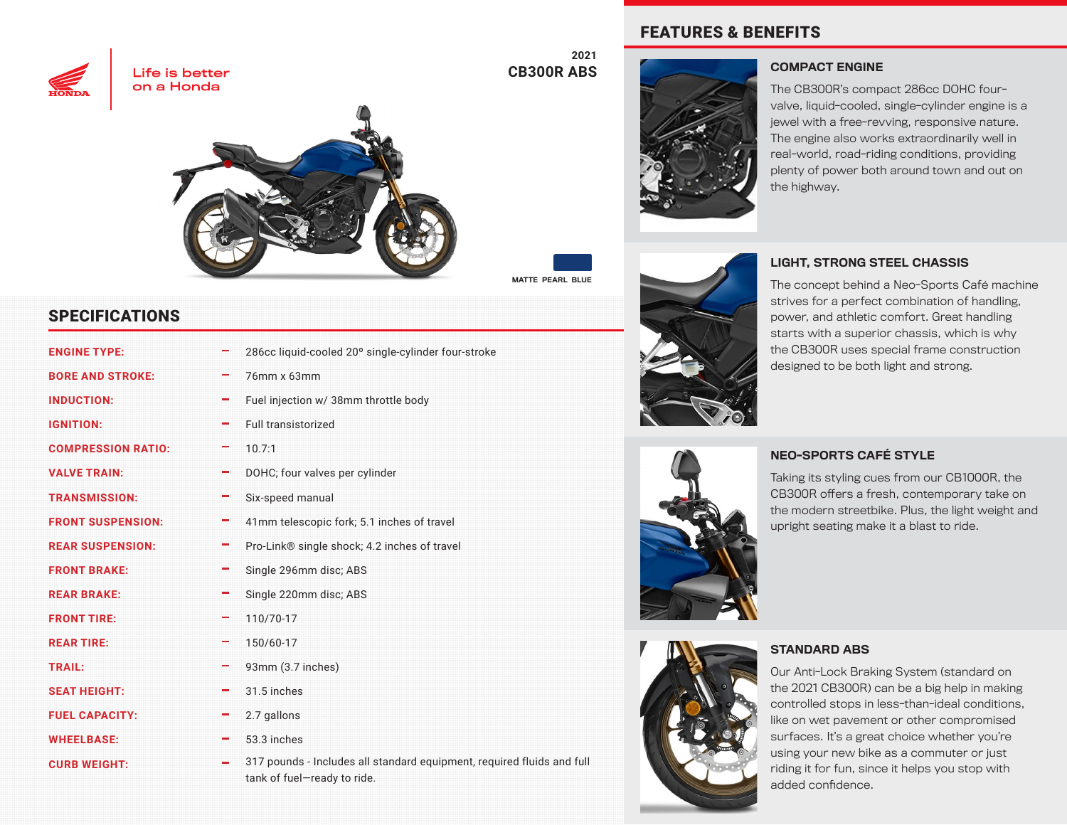Life is better on a Honda

2021
# CB300R ABS

MATTE PEARL BLUE

## SPECIFICATIONS

| | |
|---|---|
| **ENGINE TYPE:** | 286cc liquid-cooled 20º single-cylinder four-stroke |
| **BORE AND STROKE:** | 76mm x 63mm |
| **INDUCTION:** | Fuel injection w/ 38mm throttle body |
| **IGNITION:** | Full transistorized |
| **COMPRESSION RATIO:** | 10.7:1 |
| **VALVE TRAIN:** | DOHC; four valves per cylinder |
| **TRANSMISSION:** | Six-speed manual |
| **FRONT SUSPENSION:** | 41mm telescopic fork; 5.1 inches of travel |
| **REAR SUSPENSION:** | Pro-Link® single shock; 4.2 inches of travel |
| **FRONT BRAKE:** | Single 296mm disc; ABS |
| **REAR BRAKE:** | Single 220mm disc; ABS |
| **FRONT TIRE:** | 110/70-17 |
| **REAR TIRE:** | 150/60-17 |
| **TRAIL:** | 93mm (3.7 inches) |
| **SEAT HEIGHT:** | 31.5 inches |
| **FUEL CAPACITY:** | 2.7 gallons |
| **WHEELBASE:** | 53.3 inches |
| **CURB WEIGHT:** | 317 pounds - Includes all standard equipment, required fluids and full tank of fuel—ready to ride. |

## FEATURES & BENEFITS

### COMPACT ENGINE

The CB300R's compact 286cc DOHC four-valve, liquid-cooled, single-cylinder engine is a jewel with a free-revving, responsive nature. The engine also works extraordinarily well in real-world, road-riding conditions, providing plenty of power both around town and out on the highway.

### LIGHT, STRONG STEEL CHASSIS

The concept behind a Neo-Sports Café machine strives for a perfect combination of handling, power, and athletic comfort. Great handling starts with a superior chassis, which is why the CB300R uses special frame construction designed to be both light and strong.

### NEO-SPORTS CAFÉ STYLE

Taking its styling cues from our CB1000R, the CB300R offers a fresh, contemporary take on the modern streetbike. Plus, the light weight and upright seating make it a blast to ride.

### STANDARD ABS

Our Anti-Lock Braking System (standard on the 2021 CB300R) can be a big help in making controlled stops in less-than-ideal conditions, like on wet pavement or other compromised surfaces. It's a great choice whether you're using your new bike as a commuter or just riding it for fun, since it helps you stop with added confidence.